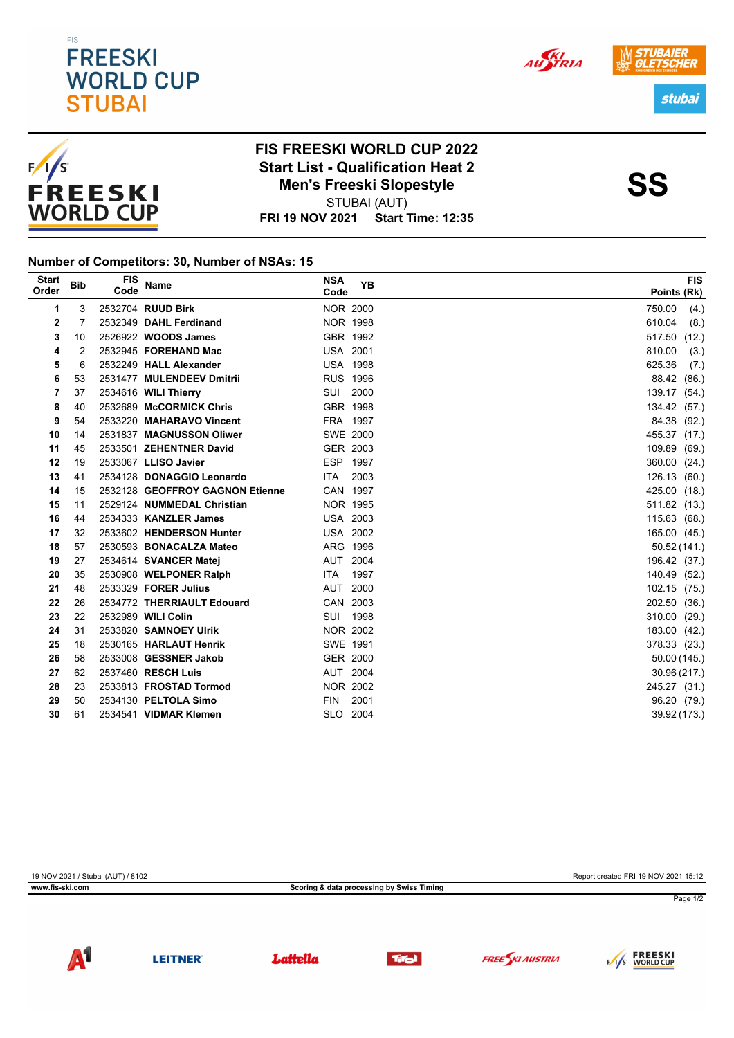FIS
# FREESKI WORLD CUP STUBAI

## FIS FREESKI WORLD CUP 2022
### Start List - Qualification Heat 2
### Men's Freeski Slopestyle

STUBAI (AUT)

**FRI 19 NOV 2021 Start Time: 12:35**

**SS**

**Number of Competitors: 30, Number of NSAs: 15**

| Start Order | Bib | FIS Code | Name | NSA Code | YB | FIS Points (Rk) |
|---|---|---|---|---|---|---|
| 1 | 3 | 2532704 | **RUUD Birk** | NOR | 2000 | 750.00 (4.) |
| 2 | 7 | 2532349 | **DAHL Ferdinand** | NOR | 1998 | 610.04 (8.) |
| 3 | 10 | 2526922 | **WOODS James** | GBR | 1992 | 517.50 (12.) |
| 4 | 2 | 2532945 | **FOREHAND Mac** | USA | 2001 | 810.00 (3.) |
| 5 | 6 | 2532249 | **HALL Alexander** | USA | 1998 | 625.36 (7.) |
| 6 | 53 | 2531477 | **MULENDEEV Dmitrii** | RUS | 1996 | 88.42 (86.) |
| 7 | 37 | 2534616 | **WILI Thierry** | SUI | 2000 | 139.17 (54.) |
| 8 | 40 | 2532689 | **McCORMICK Chris** | GBR | 1998 | 134.42 (57.) |
| 9 | 54 | 2533220 | **MAHARAVO Vincent** | FRA | 1997 | 84.38 (92.) |
| 10 | 14 | 2531837 | **MAGNUSSON Oliwer** | SWE | 2000 | 455.37 (17.) |
| 11 | 45 | 2533501 | **ZEHENTNER David** | GER | 2003 | 109.89 (69.) |
| 12 | 19 | 2533067 | **LLISO Javier** | ESP | 1997 | 360.00 (24.) |
| 13 | 41 | 2534128 | **DONAGGIO Leonardo** | ITA | 2003 | 126.13 (60.) |
| 14 | 15 | 2532128 | **GEOFFROY GAGNON Etienne** | CAN | 1997 | 425.00 (18.) |
| 15 | 11 | 2529124 | **NUMMEDAL Christian** | NOR | 1995 | 511.82 (13.) |
| 16 | 44 | 2534333 | **KANZLER James** | USA | 2003 | 115.63 (68.) |
| 17 | 32 | 2533602 | **HENDERSON Hunter** | USA | 2002 | 165.00 (45.) |
| 18 | 57 | 2530593 | **BONACALZA Mateo** | ARG | 1996 | 50.52 (141.) |
| 19 | 27 | 2534614 | **SVANCER Matej** | AUT | 2004 | 196.42 (37.) |
| 20 | 35 | 2530908 | **WELPONER Ralph** | ITA | 1997 | 140.49 (52.) |
| 21 | 48 | 2533329 | **FORER Julius** | AUT | 2000 | 102.15 (75.) |
| 22 | 26 | 2534772 | **THERRIAULT Edouard** | CAN | 2003 | 202.50 (36.) |
| 23 | 22 | 2532989 | **WILI Colin** | SUI | 1998 | 310.00 (29.) |
| 24 | 31 | 2533820 | **SAMNOEY Ulrik** | NOR | 2002 | 183.00 (42.) |
| 25 | 18 | 2530165 | **HARLAUT Henrik** | SWE | 1991 | 378.33 (23.) |
| 26 | 58 | 2533008 | **GESSNER Jakob** | GER | 2000 | 50.00 (145.) |
| 27 | 62 | 2537460 | **RESCH Luis** | AUT | 2004 | 30.96 (217.) |
| 28 | 23 | 2533813 | **FROSTAD Tormod** | NOR | 2002 | 245.27 (31.) |
| 29 | 50 | 2534130 | **PELTOLA Simo** | FIN | 2001 | 96.20 (79.) |
| 30 | 61 | 2534541 | **VIDMAR Klemen** | SLO | 2004 | 39.92 (173.) |

19 NOV 2021 / Stubai (AUT) / 8102

Report created FRI 19 NOV 2021 15:12

www.fis-ski.com

Scoring & data processing by Swiss Timing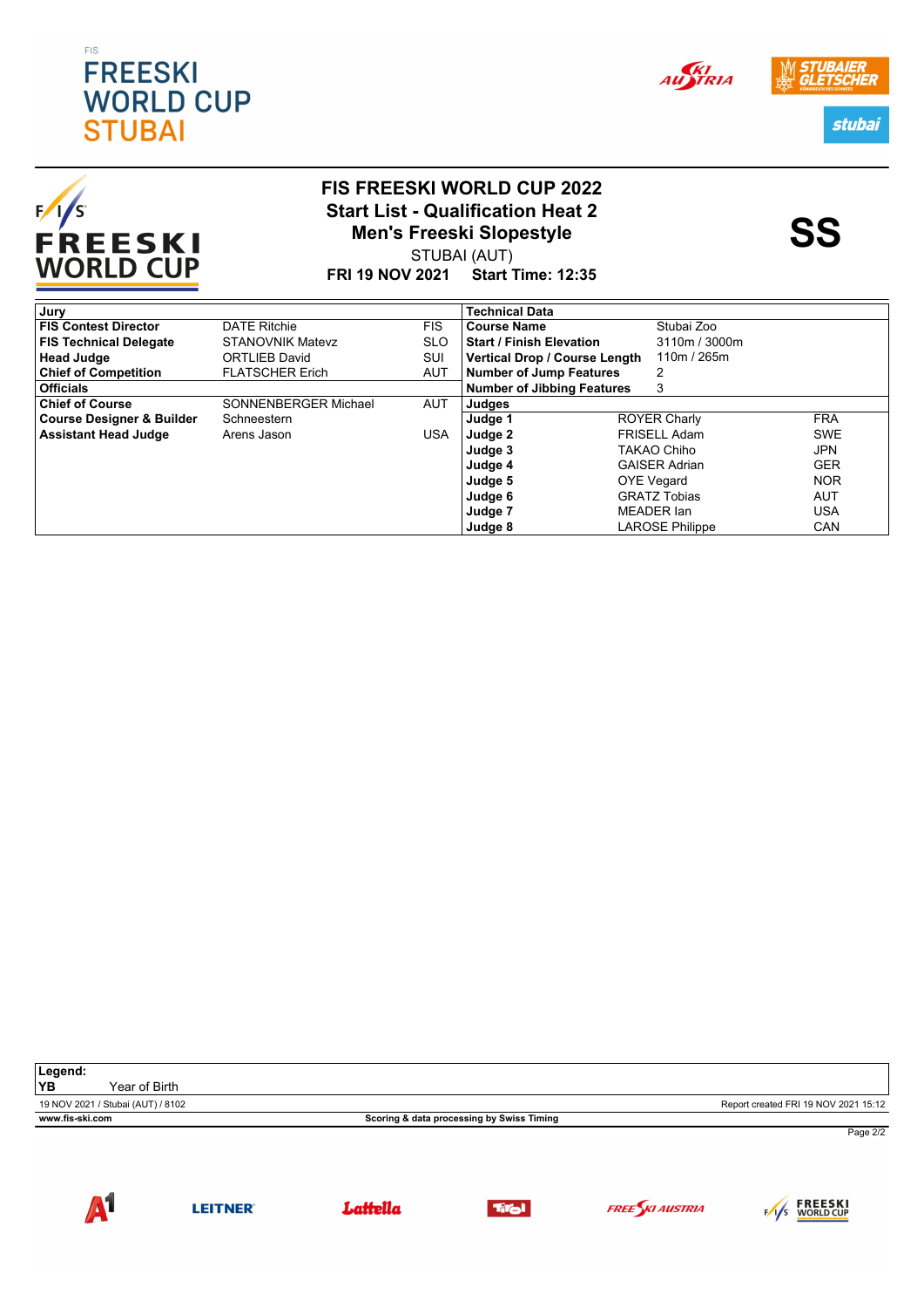# FIS FREESKI WORLD CUP 2022

## Start List - Qualification Heat 2

## Men's Freeski Slopestyle

STUBAI (AUT)

**FRI 19 NOV 2021 Start Time: 12:35**

**SS**

| Jury | | | Technical Data | | |
|---|---|---|---|---|---|
| **FIS Contest Director** | DATE Ritchie | FIS | **Course Name** | Stubai Zoo | |
| **FIS Technical Delegate** | STANOVNIK Matevz | SLO | **Start / Finish Elevation** | 3110m / 3000m | |
| **Head Judge** | ORTLIEB David | SUI | **Vertical Drop / Course Length** | 110m / 265m | |
| **Chief of Competition** | FLATSCHER Erich | AUT | **Number of Jump Features** | 2 | |
| **Officials** | | | **Number of Jibbing Features** | 3 | |
| **Chief of Course** | SONNENBERGER Michael | AUT | **Judges** | | |
| **Course Designer & Builder** | Schneestern | | **Judge 1** | ROYER Charly | FRA |
| **Assistant Head Judge** | Arens Jason | USA | **Judge 2** | FRISELL Adam | SWE |
| | | | **Judge 3** | TAKAO Chiho | JPN |
| | | | **Judge 4** | GAISER Adrian | GER |
| | | | **Judge 5** | OYE Vegard | NOR |
| | | | **Judge 6** | GRATZ Tobias | AUT |
| | | | **Judge 7** | MEADER Ian | USA |
| | | | **Judge 8** | LAROSE Philippe | CAN |

**Legend:**

**YB** Year of Birth

19 NOV 2021 / Stubai (AUT) / 8102

Report created FRI 19 NOV 2021 15:12

www.fis-ski.com

Scoring & data processing by Swiss Timing